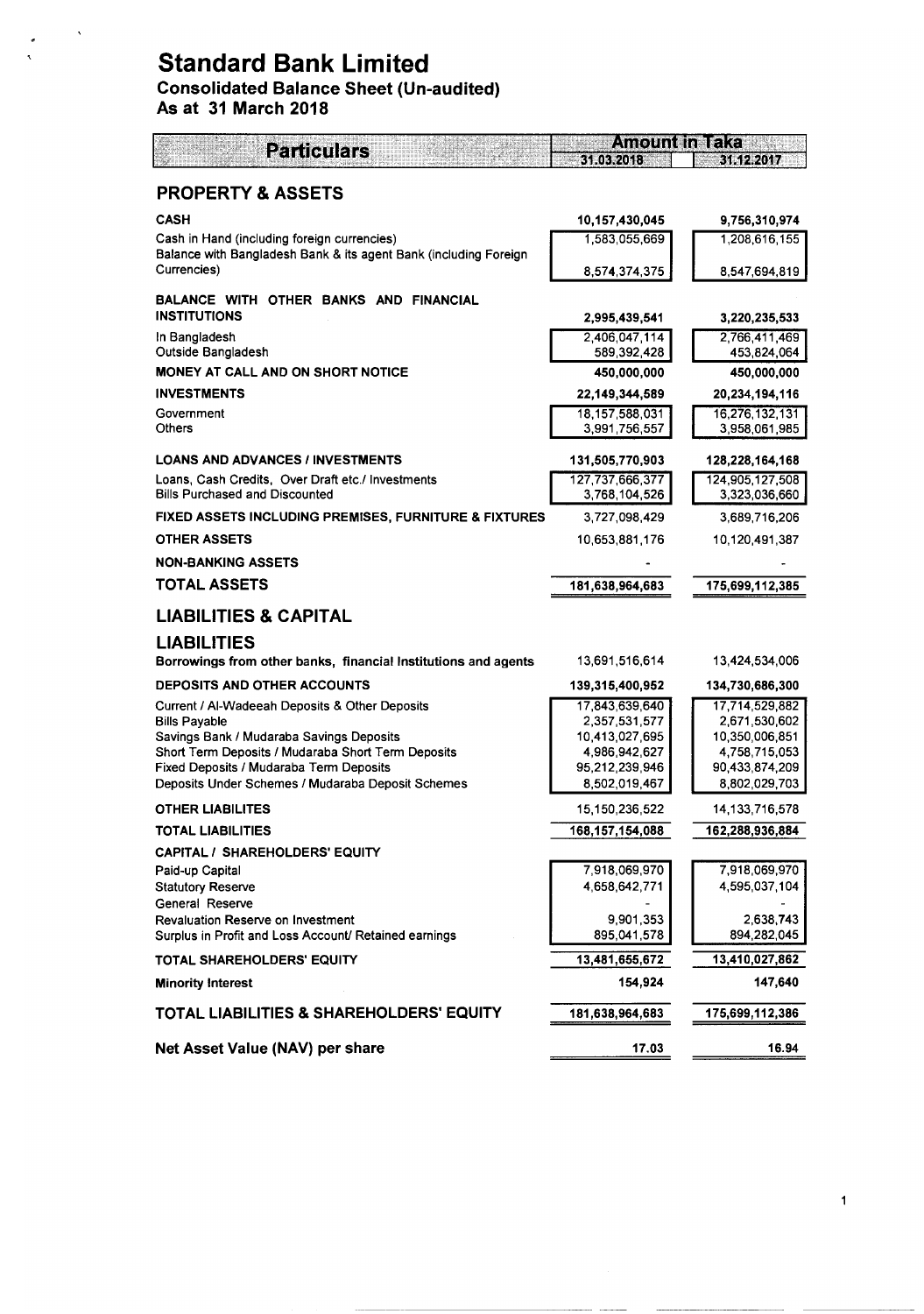# Standard Bank Limited

## Consolidated Balance Sheet (Un-audited)

## As at 31 March 2018

| Particulars | Amount in Taka 31.03.2018 | Amount in Taka 31.12.2017 |
|---|---|---|
| **PROPERTY & ASSETS** | | |
| **CASH** | **10,157,430,045** | **9,756,310,974** |
| Cash in Hand (including foreign currencies) | 1,583,055,669 | 1,208,616,155 |
| Balance with Bangladesh Bank & its agent Bank (including Foreign Currencies) | 8,574,374,375 | 8,547,694,819 |
| **BALANCE WITH OTHER BANKS AND FINANCIAL INSTITUTIONS** | **2,995,439,541** | **3,220,235,533** |
| In Bangladesh | 2,406,047,114 | 2,766,411,469 |
| Outside Bangladesh | 589,392,428 | 453,824,064 |
| **MONEY AT CALL AND ON SHORT NOTICE** | **450,000,000** | **450,000,000** |
| **INVESTMENTS** | **22,149,344,589** | **20,234,194,116** |
| Government | 18,157,588,031 | 16,276,132,131 |
| Others | 3,991,756,557 | 3,958,061,985 |
| **LOANS AND ADVANCES / INVESTMENTS** | **131,505,770,903** | **128,228,164,168** |
| Loans, Cash Credits, Over Draft etc./ Investments | 127,737,666,377 | 124,905,127,508 |
| Bills Purchased and Discounted | 3,768,104,526 | 3,323,036,660 |
| **FIXED ASSETS INCLUDING PREMISES, FURNITURE & FIXTURES** | 3,727,098,429 | 3,689,716,206 |
| **OTHER ASSETS** | 10,653,881,176 | 10,120,491,387 |
| **NON-BANKING ASSETS** | - | - |
| **TOTAL ASSETS** | **181,638,964,683** | **175,699,112,385** |
| **LIABILITIES & CAPITAL** | | |
| **LIABILITIES** | | |
| **Borrowings from other banks, financial Institutions and agents** | 13,691,516,614 | 13,424,534,006 |
| **DEPOSITS AND OTHER ACCOUNTS** | **139,315,400,952** | **134,730,686,300** |
| Current / Al-Wadeeah Deposits & Other Deposits | 17,843,639,640 | 17,714,529,882 |
| Bills Payable | 2,357,531,577 | 2,671,530,602 |
| Savings Bank / Mudaraba Savings Deposits | 10,413,027,695 | 10,350,006,851 |
| Short Term Deposits / Mudaraba Short Term Deposits | 4,986,942,627 | 4,758,715,053 |
| Fixed Deposits / Mudaraba Term Deposits | 95,212,239,946 | 90,433,874,209 |
| Deposits Under Schemes / Mudaraba Deposit Schemes | 8,502,019,467 | 8,802,029,703 |
| **OTHER LIABILITES** | 15,150,236,522 | 14,133,716,578 |
| **TOTAL LIABILITIES** | **168,157,154,088** | **162,288,936,884** |
| **CAPITAL / SHAREHOLDERS' EQUITY** | | |
| Paid-up Capital | 7,918,069,970 | 7,918,069,970 |
| Statutory Reserve | 4,658,642,771 | 4,595,037,104 |
| General Reserve | - | - |
| Revaluation Reserve on Investment | 9,901,353 | 2,638,743 |
| Surplus in Profit and Loss Account/ Retained earnings | 895,041,578 | 894,282,045 |
| **TOTAL SHAREHOLDERS' EQUITY** | **13,481,655,672** | **13,410,027,862** |
| **Minority Interest** | **154,924** | **147,640** |
| **TOTAL LIABILITIES & SHAREHOLDERS' EQUITY** | **181,638,964,683** | **175,699,112,386** |
| **Net Asset Value (NAV) per share** | **17.03** | **16.94** |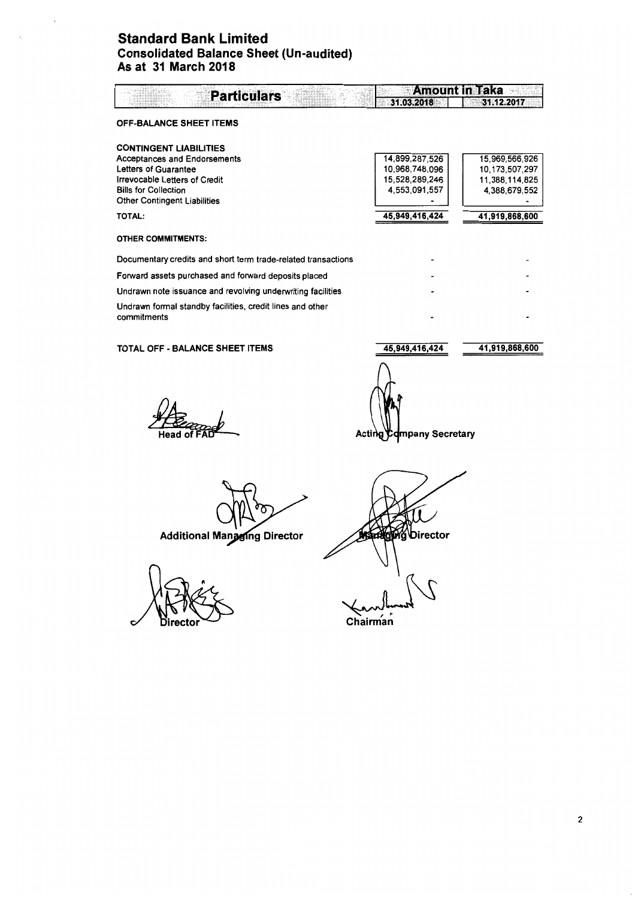# Standard Bank Limited
## Consolidated Balance Sheet (Un-audited)
## As at 31 March 2018

| Particulars | Amount in Taka | |
|---|---|---|
| | 31.03.2018 | 31.12.2017 |
| **OFF-BALANCE SHEET ITEMS** | | |
| **CONTINGENT LIABILITIES** | | |
| Acceptances and Endorsements | 14,899,287,526 | 15,969,566,926 |
| Letters of Guarantee | 10,968,748,096 | 10,173,507,297 |
| Irrevocable Letters of Credit | 15,528,289,246 | 11,388,114,825 |
| Bills for Collection | 4,553,091,557 | 4,388,679,552 |
| Other Contingent Liabilities | - | - |
| **TOTAL:** | 45,949,416,424 | 41,919,868,600 |
| **OTHER COMMITMENTS:** | | |
| Documentary credits and short term trade-related transactions | - | - |
| Forward assets purchased and forward deposits placed | - | - |
| Undrawn note issuance and revolving underwriting facilities | - | - |
| Undrawn formal standby facilities, credit lines and other commitments | - | - |
| **TOTAL OFF - BALANCE SHEET ITEMS** | 45,949,416,424 | 41,919,868,600 |

Head of FAD

Acting Company Secretary

Additional Managing Director

Managing Director

Director

Chairman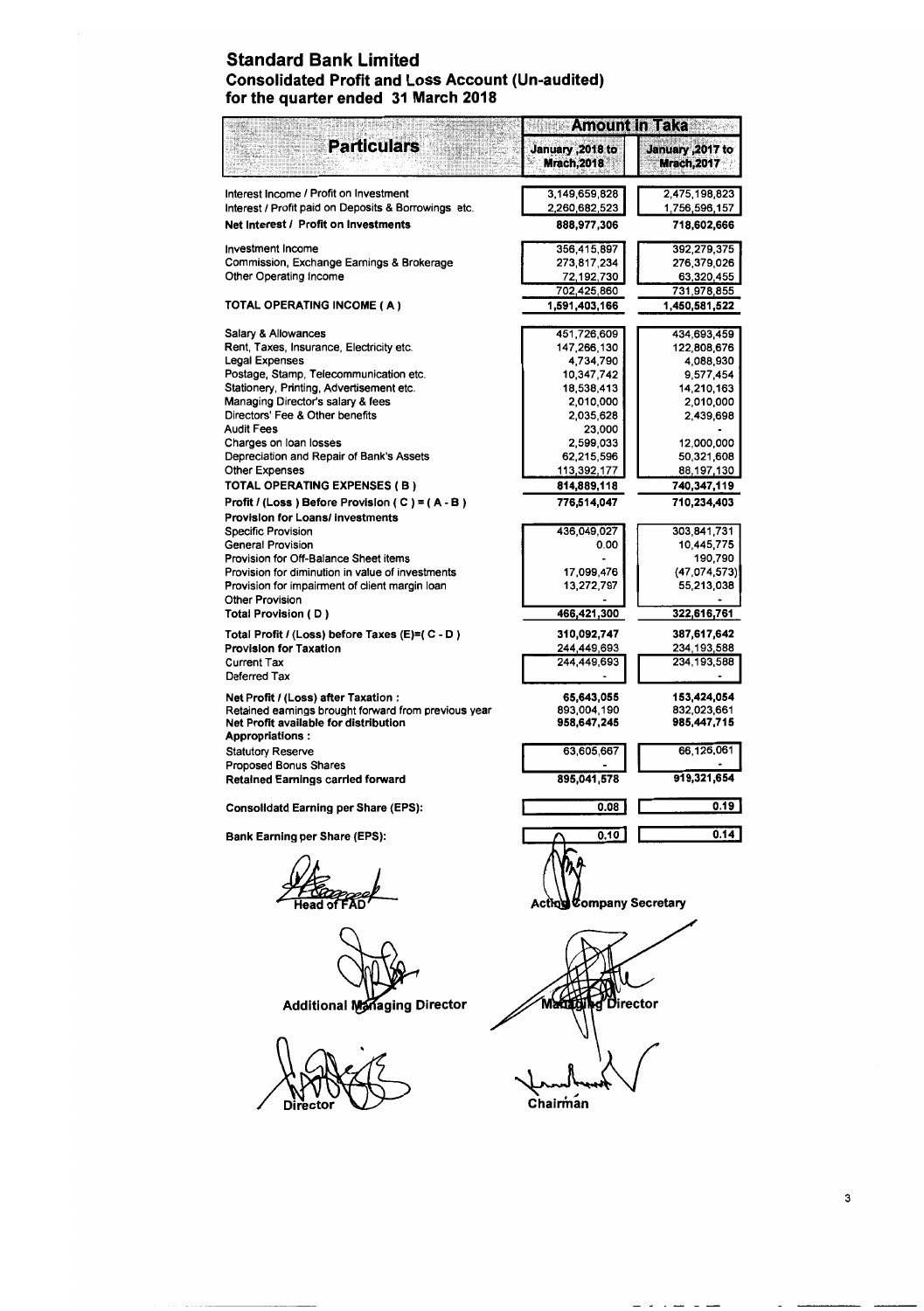# Standard Bank Limited

## Consolidated Profit and Loss Account (Un-audited)

## for the quarter ended 31 March 2018

| Particulars | Amount in Taka | |
|---|---|---|
| | January ,2018 to Mrach,2018 | January ,2017 to Mrach,2017 |
| Interest Income / Profit on Investment | 3,149,659,828 | 2,475,198,823 |
| Interest / Profit paid on Deposits & Borrowings etc. | 2,260,682,523 | 1,756,596,157 |
| **Net Interest / Profit on Investments** | **888,977,306** | **718,602,666** |
| Investment Income | 356,415,897 | 392,279,375 |
| Commission, Exchange Earnings & Brokerage | 273,817,234 | 276,379,026 |
| Other Operating Income | 72,192,730 | 63,320,455 |
| | 702,425,860 | 731,978,855 |
| **TOTAL OPERATING INCOME ( A )** | **1,591,403,166** | **1,450,581,522** |
| Salary & Allowances | 451,726,609 | 434,693,459 |
| Rent, Taxes, Insurance, Electricity etc. | 147,266,130 | 122,808,676 |
| Legal Expenses | 4,734,790 | 4,088,930 |
| Postage, Stamp, Telecommunication etc. | 10,347,742 | 9,577,454 |
| Stationery, Printing, Advertisement etc. | 18,538,413 | 14,210,163 |
| Managing Director's salary & fees | 2,010,000 | 2,010,000 |
| Directors' Fee & Other benefits | 2,035,628 | 2,439,698 |
| Audit Fees | 23,000 | - |
| Charges on loan losses | 2,599,033 | 12,000,000 |
| Depreciation and Repair of Bank's Assets | 62,215,596 | 50,321,608 |
| Other Expenses | 113,392,177 | 88,197,130 |
| **TOTAL OPERATING EXPENSES ( B )** | **814,889,118** | **740,347,119** |
| **Profit / (Loss ) Before Provision ( C ) = ( A - B )** | **776,514,047** | **710,234,403** |
| **Provision for Loans/ Investments** | | |
| Specific Provision | 436,049,027 | 303,841,731 |
| General Provision | 0.00 | 10,445,775 |
| Provision for Off-Balance Sheet items | - | 190,790 |
| Provision for diminution in value of investments | 17,099,476 | (47,074,573) |
| Provision for impairment of client margin loan | 13,272,797 | 55,213,038 |
| Other Provision | - | - |
| **Total Provision ( D )** | **466,421,300** | **322,616,761** |
| **Total Profit / (Loss) before Taxes (E)=( C - D )** | **310,092,747** | **387,617,642** |
| **Provision for Taxation** | 244,449,693 | 234,193,588 |
| Current Tax | 244,449,693 | 234,193,588 |
| Deferred Tax | - | - |
| **Net Profit / (Loss) after Taxation :** | **65,643,055** | **153,424,054** |
| Retained earnings brought forward from previous year | 893,004,190 | 832,023,661 |
| **Net Profit available for distribution** | **958,647,245** | **985,447,715** |
| **Appropriations :** | | |
| Statutory Reserve | 63,605,667 | 66,126,061 |
| Proposed Bonus Shares | - | - |
| **Retained Earnings carried forward** | **895,041,578** | **919,321,654** |
| **Consolidatd Earning per Share (EPS):** | **0.08** | **0.19** |
| **Bank Earning per Share (EPS):** | **0.10** | **0.14** |

Head of FAD | Acting Company Secretary

Additional Managing Director | Managing Director

Director | Chairman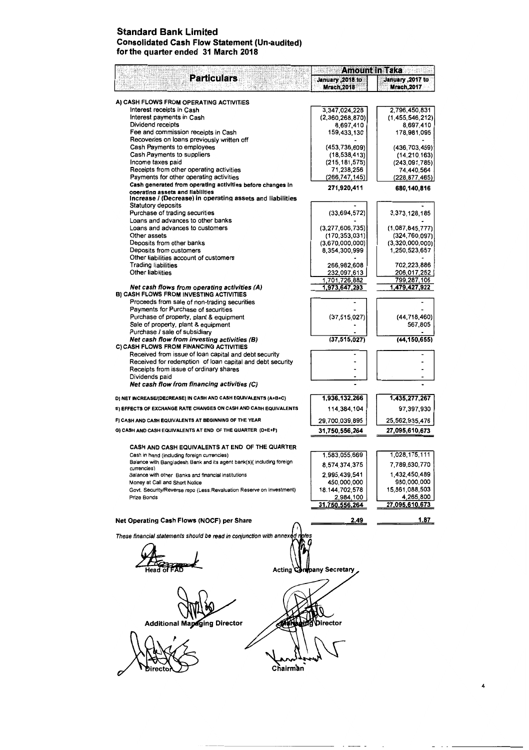# Standard Bank Limited

## Consolidated Cash Flow Statement (Un-audited)

### for the quarter ended 31 March 2018

| Particulars | Amount in Taka | |
|---|---|---|
| | January ,2018 to Mrach,2018 | January ,2017 to Mrach,2017 |
| **A) CASH FLOWS FROM OPERATING ACTIVITIES** | | |
| Interest receipts in Cash | 3,347,024,228 | 2,796,450,831 |
| Interest payments in Cash | (2,360,268,870) | (1,455,546,212) |
| Dividend receipts | 8,697,410 | 8,697,410 |
| Fee and commission receipts in Cash | 159,433,130 | 178,981,095 |
| Recoveries on loans previously written off | - | - |
| Cash Payments to employees | (453,736,609) | (436,703,459) |
| Cash Payments to suppliers | (18,538,413) | (14,210,163) |
| Income taxes paid | (215,181,575) | (243,091,785) |
| Receipts from other operating activities | 71,238,256 | 74,440,564 |
| Payments for other operating activities | (266,747,145) | (228,877,465) |
| **Cash generated from operating activities before changes in operating assets and liabilities** | **271,920,411** | **680,140,816** |
| **Increase / (Decrease) in operating assets and liabilities** | | |
| Statutory deposits | - | - |
| Purchase of trading securities | (33,694,572) | 3,373,128,185 |
| Loans and advances to other banks | - | - |
| Loans and advances to customers | (3,277,606,735) | (1,087,845,777) |
| Other assets | (170,353,031) | (324,760,097) |
| Deposits from other banks | (3,670,000,000) | (3,320,000,000) |
| Deposits from customers | 8,354,300,999 | 1,250,523,657 |
| Other liabilities account of customers | - | - |
| Trading liabilities | 266,982,608 | 702,223,886 |
| Other liabilities | 232,097,613 | 206,017,252 |
| | 1,701,726,882 | 799,287,106 |
| ***Net cash flows from operating activities (A)*** | **1,973,647,293** | **1,479,427,922** |
| **B) CASH FLOWS FROM INVESTING ACTIVITIES** | | |
| Proceeds from sale of non-trading securities | - | - |
| Payments for Purchase of securities | - | - |
| Purchase of property, plant & equipment | (37,515,027) | (44,718,460) |
| Sale of property, plant & equipment | - | 567,805 |
| Purchase / sale of subsidiary | - | - |
| ***Net cash flow from investing activities (B)*** | **(37,515,027)** | **(44,150,655)** |
| **C) CASH FLOWS FROM FINANCING ACTIVITIES** | | |
| Received from issue of loan capital and debt security | - | - |
| Received for redemption of loan capital and debt security | - | - |
| Receipts from issue of ordinary shares | - | - |
| Dividends paid | - | - |
| ***Net cash flow from financing activities (C)*** | - | - |
| D) NET INCREASE/(DECREASE) IN CASH AND CASH EQUIVALENTS (A+B+C) | 1,936,132,266 | 1,435,277,267 |
| E) EFFECTS OF EXCHANGE RATE CHANGES ON CASH AND CASH EQUIVALENTS | 114,384,104 | 97,397,930 |
| F) CASH AND CASH EQUIVALENTS AT BEGINNING OF THE YEAR | 29,700,039,895 | 25,562,935,476 |
| G) CASH AND CASH EQUIVALENTS AT END OF THE QUARTER (D+E+F) | 31,750,556,264 | 27,095,610,673 |
| **CASH AND CASH EQUIVALENTS AT END OF THE QUARTER** | | |
| Cash in hand (including foreign currencies) | 1,583,055,669 | 1,028,175,111 |
| Balance with Bangladesh Bank and its agent bank(s)( including foreign currencies) | 8,574,374,375 | 7,789,630,770 |
| Balance with other Banks and financial institutions | 2,995,439,541 | 1,432,450,489 |
| Money at Call and Short Notice | 450,000,000 | 980,000,000 |
| Govt. Security/Reverse repo (Less:Revaluation Reserve on Investment) | 18,144,702,578 | 15,861,088,503 |
| Prize Bonds | 2,984,100 | 4,265,800 |
| | 31,750,556,264 | 27,095,610,673 |
| **Net Operating Cash Flows (NOCF) per Share** | 2.49 | 1.87 |

*These financial statements should be read in conjunction with annexed notes*

Head of FAD | Acting Company Secretary

Additional Managing Director | Managing Director

Director | Chairman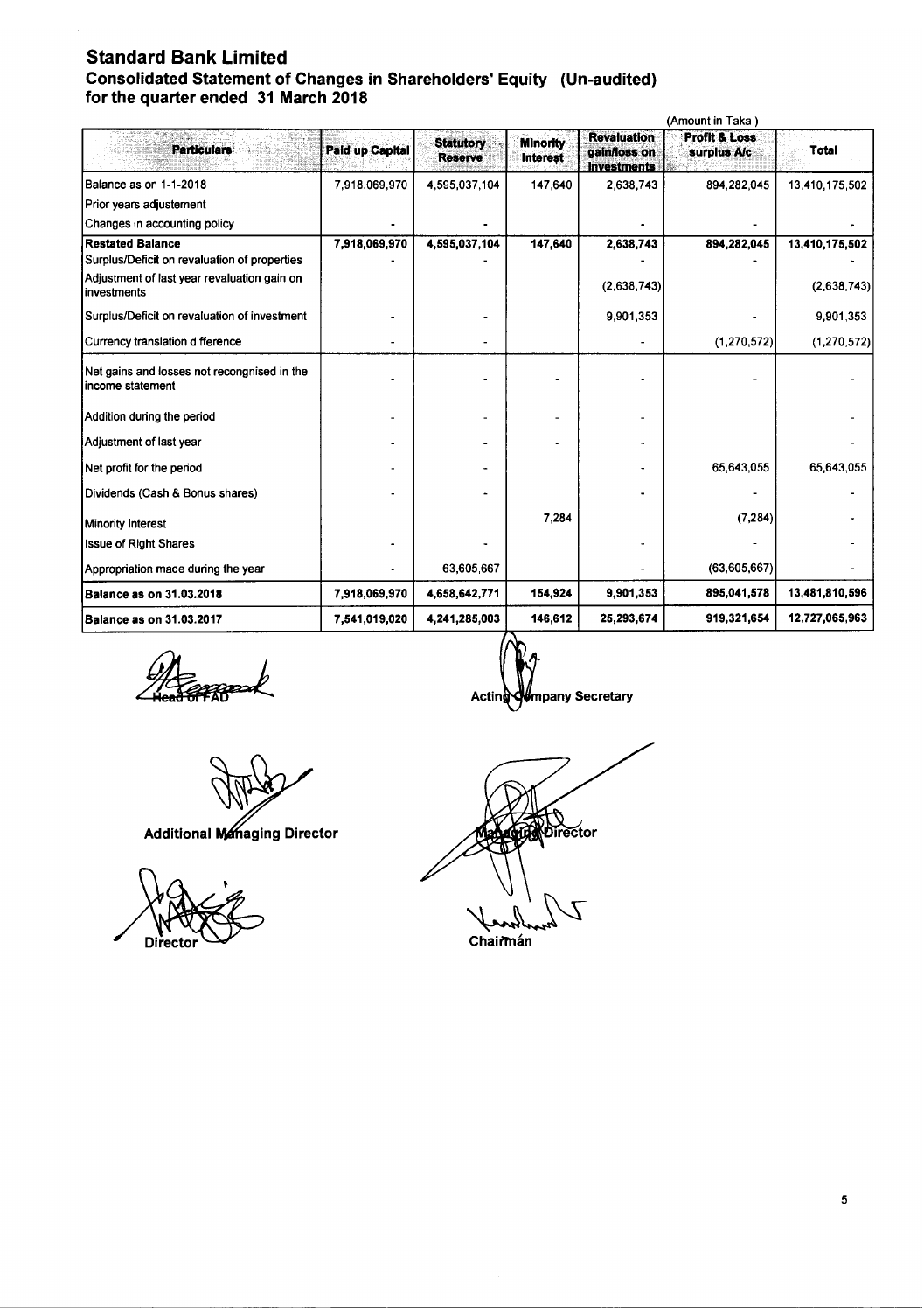# Standard Bank Limited

## Consolidated Statement of Changes in Shareholders' Equity (Un-audited)
## for the quarter ended 31 March 2018

(Amount in Taka)

| Particulars | Paid up Capital | Statutory Reserve | Minority Interest | Revaluation gain/loss on investments | Profit & Loss surplus A/c | Total |
|---|---|---|---|---|---|---|
| Balance as on 1-1-2018 | 7,918,069,970 | 4,595,037,104 | 147,640 | 2,638,743 | 894,282,045 | 13,410,175,502 |
| Prior years adjustement | | | | | | |
| Changes in accounting policy | - | - | | - | - | - |
| **Restated Balance** | **7,918,069,970** | **4,595,037,104** | **147,640** | **2,638,743** | **894,282,045** | **13,410,175,502** |
| Surplus/Deficit on revaluation of properties | - | - | | - | - | - |
| Adjustment of last year revaluation gain on investments | | | | (2,638,743) | | (2,638,743) |
| Surplus/Deficit on revaluation of investment | - | - | | 9,901,353 | - | 9,901,353 |
| Currency translation difference | - | - | | - | (1,270,572) | (1,270,572) |
| Net gains and losses not recongnised in the income statement | - | - | - | - | - | - |
| Addition during the period | - | - | - | - | | - |
| Adjustment of last year | - | - | - | - | | - |
| Net profit for the period | - | - | | - | 65,643,055 | 65,643,055 |
| Dividends (Cash & Bonus shares) | - | - | | - | - | - |
| Minority Interest | | | 7,284 | | (7,284) | - |
| Issue of Right Shares | - | - | | - | - | - |
| Appropriation made during the year | - | 63,605,667 | | - | (63,605,667) | - |
| **Balance as on 31.03.2018** | **7,918,069,970** | **4,658,642,771** | **154,924** | **9,901,353** | **895,041,578** | **13,481,810,596** |
| **Balance as on 31.03.2017** | **7,541,019,020** | **4,241,285,003** | **146,612** | **25,293,674** | **919,321,654** | **12,727,065,963** |

Head of FAD

Acting Company Secretary

Additional Managing Director

Managing Director

Director

Chairman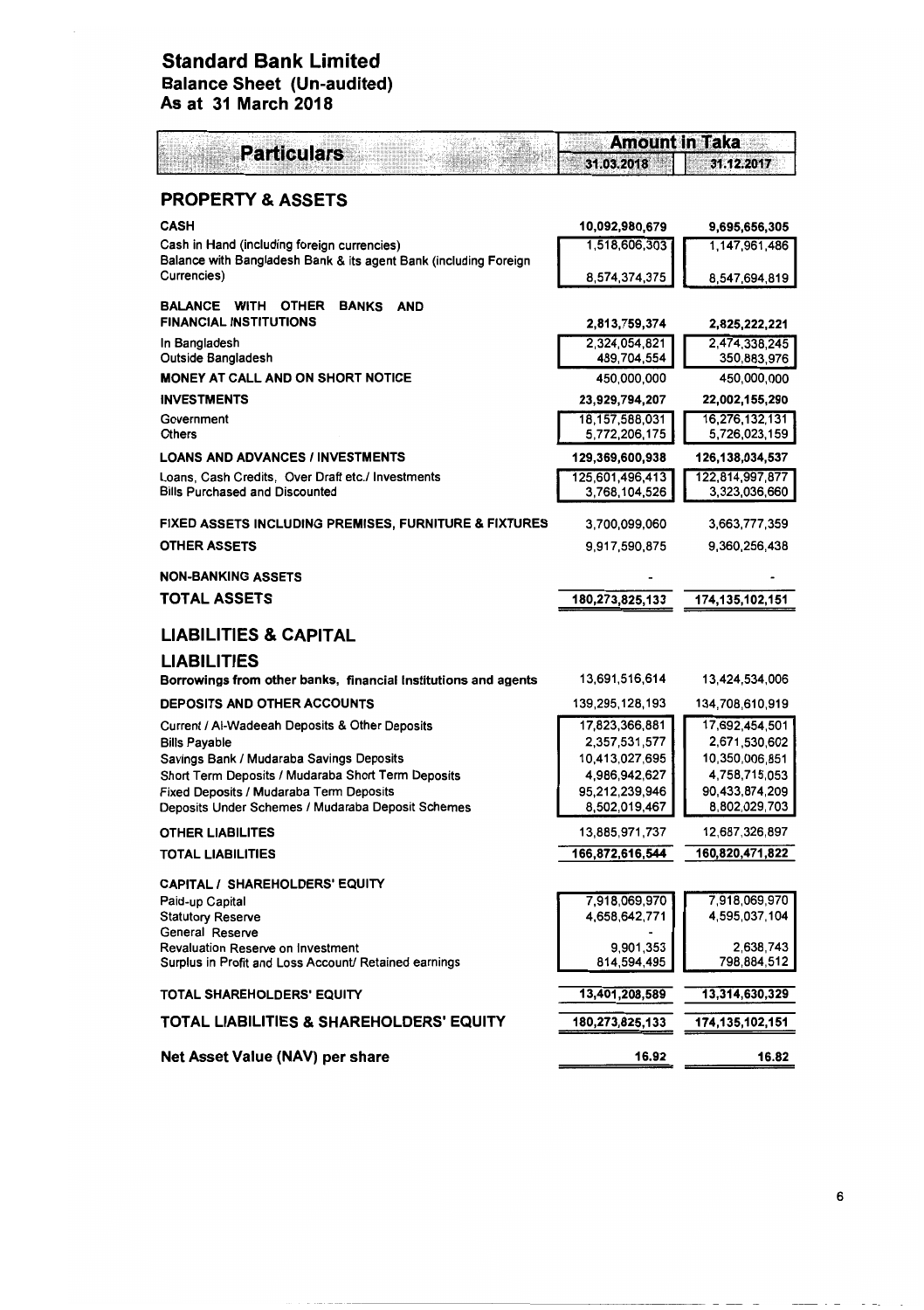# Standard Bank Limited
## Balance Sheet (Un-audited)
## As at 31 March 2018

| Particulars | Amount in Taka | |
|---|---|---|
| | 31.03.2018 | 31.12.2017 |
| **PROPERTY & ASSETS** | | |
| **CASH** | **10,092,980,679** | **9,695,656,305** |
| Cash in Hand (including foreign currencies) | 1,518,606,303 | 1,147,961,486 |
| Balance with Bangladesh Bank & its agent Bank (including Foreign Currencies) | 8,574,374,375 | 8,547,694,819 |
| **BALANCE WITH OTHER BANKS AND FINANCIAL INSTITUTIONS** | **2,813,759,374** | **2,825,222,221** |
| In Bangladesh | 2,324,054,821 | 2,474,338,245 |
| Outside Bangladesh | 489,704,554 | 350,883,976 |
| **MONEY AT CALL AND ON SHORT NOTICE** | 450,000,000 | 450,000,000 |
| **INVESTMENTS** | **23,929,794,207** | **22,002,155,290** |
| Government | 18,157,588,031 | 16,276,132,131 |
| Others | 5,772,206,175 | 5,726,023,159 |
| **LOANS AND ADVANCES / INVESTMENTS** | **129,369,600,938** | **126,138,034,537** |
| Loans, Cash Credits, Over Draft etc./ Investments | 125,601,496,413 | 122,814,997,877 |
| Bills Purchased and Discounted | 3,768,104,526 | 3,323,036,660 |
| **FIXED ASSETS INCLUDING PREMISES, FURNITURE & FIXTURES** | 3,700,099,060 | 3,663,777,359 |
| **OTHER ASSETS** | 9,917,590,875 | 9,360,256,438 |
| **NON-BANKING ASSETS** | - | - |
| **TOTAL ASSETS** | **180,273,825,133** | **174,135,102,151** |
| **LIABILITIES & CAPITAL** | | |
| **LIABILITIES** | | |
| **Borrowings from other banks, financial Institutions and agents** | 13,691,516,614 | 13,424,534,006 |
| **DEPOSITS AND OTHER ACCOUNTS** | 139,295,128,193 | 134,708,610,919 |
| Current / Al-Wadeeah Deposits & Other Deposits | 17,823,366,881 | 17,692,454,501 |
| Bills Payable | 2,357,531,577 | 2,671,530,602 |
| Savings Bank / Mudaraba Savings Deposits | 10,413,027,695 | 10,350,006,851 |
| Short Term Deposits / Mudaraba Short Term Deposits | 4,986,942,627 | 4,758,715,053 |
| Fixed Deposits / Mudaraba Term Deposits | 95,212,239,946 | 90,433,874,209 |
| Deposits Under Schemes / Mudaraba Deposit Schemes | 8,502,019,467 | 8,802,029,703 |
| **OTHER LIABILITES** | 13,885,971,737 | 12,687,326,897 |
| **TOTAL LIABILITIES** | **166,872,616,544** | **160,820,471,822** |
| **CAPITAL / SHAREHOLDERS' EQUITY** | | |
| Paid-up Capital | 7,918,069,970 | 7,918,069,970 |
| Statutory Reserve | 4,658,642,771 | 4,595,037,104 |
| General Reserve | - | |
| Revaluation Reserve on Investment | 9,901,353 | 2,638,743 |
| Surplus in Profit and Loss Account/ Retained earnings | 814,594,495 | 798,884,512 |
| **TOTAL SHAREHOLDERS' EQUITY** | **13,401,208,589** | **13,314,630,329** |
| **TOTAL LIABILITIES & SHAREHOLDERS' EQUITY** | **180,273,825,133** | **174,135,102,151** |
| **Net Asset Value (NAV) per share** | **16.92** | **16.82** |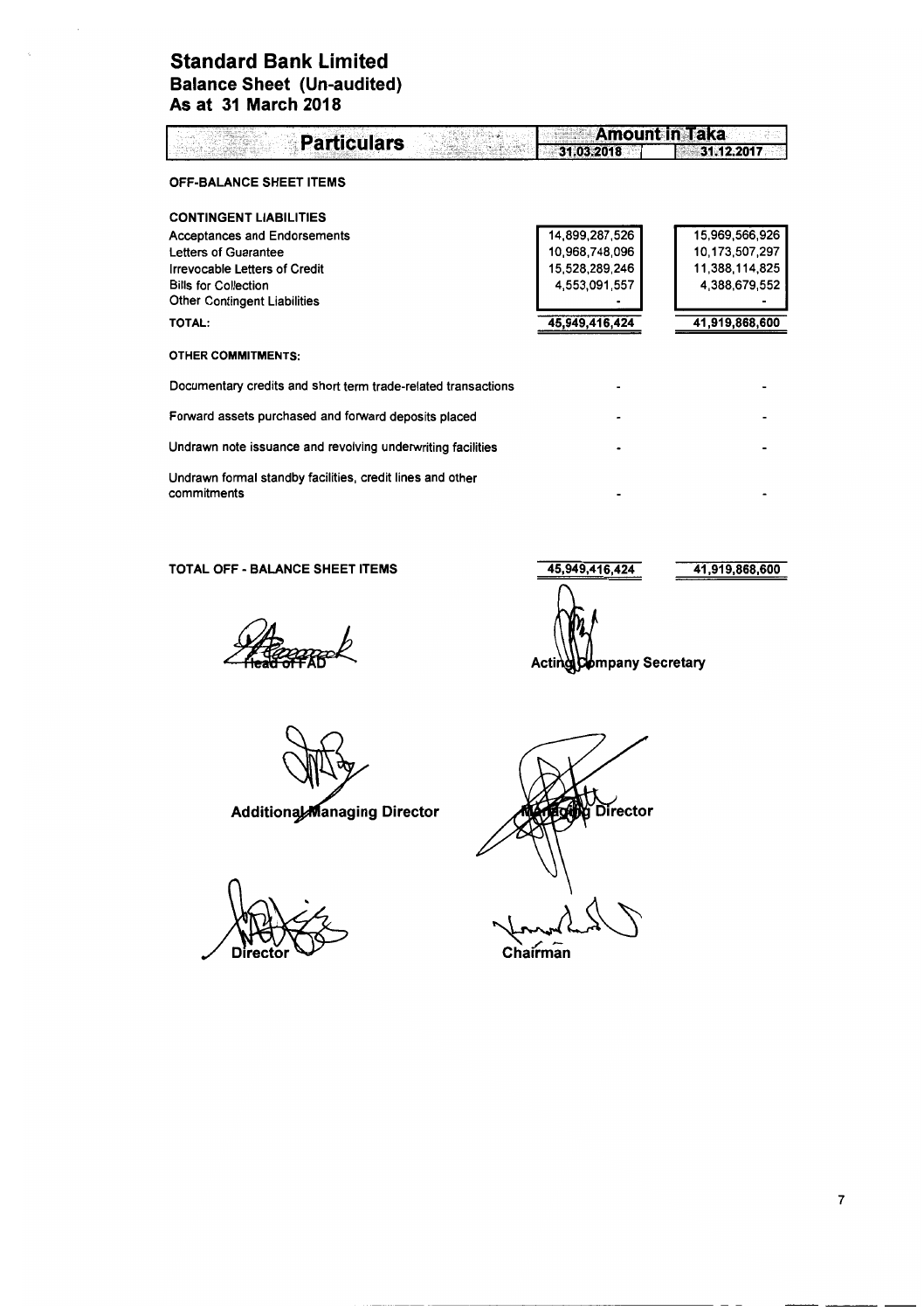# Standard Bank Limited
## Balance Sheet (Un-audited)
## As at 31 March 2018

| Particulars | Amount in Taka | |
|---|---|---|
| | 31.03.2018 | 31.12.2017 |
| **OFF-BALANCE SHEET ITEMS** | | |
| **CONTINGENT LIABILITIES** | | |
| Acceptances and Endorsements | 14,899,287,526 | 15,969,566,926 |
| Letters of Guarantee | 10,968,748,096 | 10,173,507,297 |
| Irrevocable Letters of Credit | 15,528,289,246 | 11,388,114,825 |
| Bills for Collection | 4,553,091,557 | 4,388,679,552 |
| Other Contingent Liabilities | - | - |
| **TOTAL:** | 45,949,416,424 | 41,919,868,600 |
| **OTHER COMMITMENTS:** | | |
| Documentary credits and short term trade-related transactions | - | - |
| Forward assets purchased and forward deposits placed | - | - |
| Undrawn note issuance and revolving underwriting facilities | - | - |
| Undrawn formal standby facilities, credit lines and other commitments | - | - |
| **TOTAL OFF - BALANCE SHEET ITEMS** | 45,949,416,424 | 41,919,868,600 |

Head of FAD

Acting Company Secretary

Additional Managing Director

Managing Director

Director

Chairman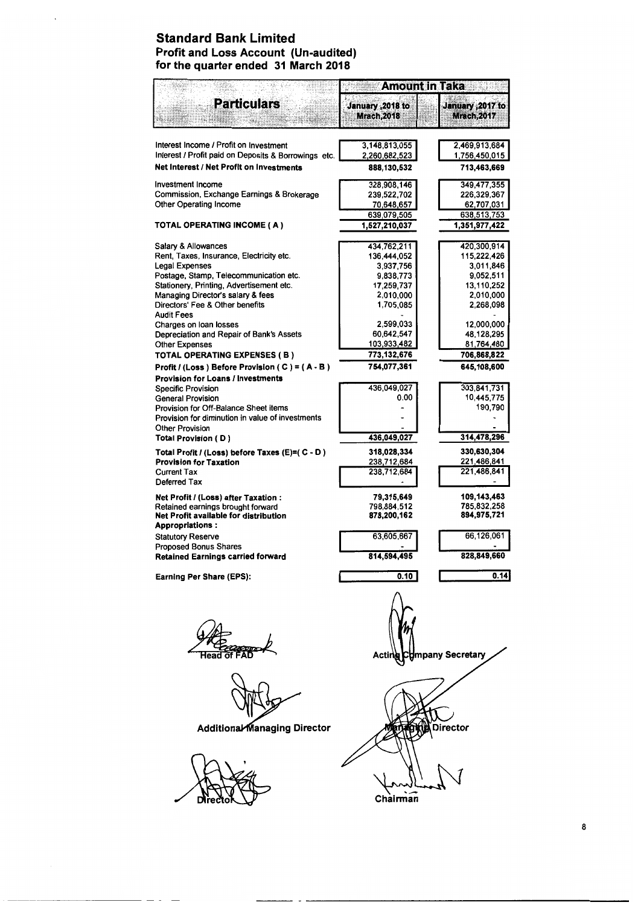# Standard Bank Limited

## Profit and Loss Account (Un-audited)

## for the quarter ended 31 March 2018

| Particulars | Amount in Taka | |
|---|---|---|
| | January ,2018 to Mrach,2018 | January ,2017 to Mrach,2017 |
| Interest Income / Profit on Investment | 3,148,813,055 | 2,469,913,684 |
| Interest / Profit paid on Deposits & Borrowings etc. | 2,260,682,523 | 1,756,450,015 |
| **Net Interest / Net Profit on Investments** | **888,130,532** | **713,463,669** |
| Investment Income | 328,908,146 | 349,477,355 |
| Commission, Exchange Earnings & Brokerage | 239,522,702 | 226,329,367 |
| Other Operating Income | 70,648,657 | 62,707,031 |
| | 639,079,505 | 638,513,753 |
| **TOTAL OPERATING INCOME ( A )** | **1,527,210,037** | **1,351,977,422** |
| Salary & Allowances | 434,762,211 | 420,300,914 |
| Rent, Taxes, Insurance, Electricity etc. | 136,444,052 | 115,222,426 |
| Legal Expenses | 3,937,756 | 3,011,846 |
| Postage, Stamp, Telecommunication etc. | 9,838,773 | 9,052,511 |
| Stationery, Printing, Advertisement etc. | 17,259,737 | 13,110,252 |
| Managing Director's salary & fees | 2,010,000 | 2,010,000 |
| Directors' Fee & Other benefits | 1,705,085 | 2,268,098 |
| Audit Fees | - | - |
| Charges on loan losses | 2,599,033 | 12,000,000 |
| Depreciation and Repair of Bank's Assets | 60,642,547 | 48,128,295 |
| Other Expenses | 103,933,482 | 81,764,480 |
| **TOTAL OPERATING EXPENSES ( B )** | **773,132,676** | **706,868,822** |
| **Profit / (Loss ) Before Provision ( C ) = ( A - B )** | **754,077,361** | **645,108,600** |
| **Provision for Loans / Investments** | | |
| Specific Provision | 436,049,027 | 303,841,731 |
| General Provision | 0.00 | 10,445,775 |
| Provision for Off-Balance Sheet items | - | 190,790 |
| Provision for diminution in value of investments | - | - |
| Other Provision | - | - |
| **Total Provision ( D )** | **436,049,027** | **314,478,296** |
| **Total Profit / (Loss) before Taxes (E)=( C - D )** | **318,028,334** | **330,630,304** |
| **Provision for Taxation** | 238,712,684 | 221,486,841 |
| Current Tax | 238,712,684 | 221,486,841 |
| Deferred Tax | - | - |
| **Net Profit / (Loss) after Taxation :** | **79,315,649** | **109,143,463** |
| Retained earnings brought forward | 798,884,512 | 785,832,258 |
| **Net Profit available for distribution** | **878,200,162** | **894,975,721** |
| **Appropriations :** | | |
| Statutory Reserve | 63,605,667 | 66,126,061 |
| Proposed Bonus Shares | - | - |
| **Retained Earnings carried forward** | **814,594,495** | **828,849,660** |
| **Earning Per Share (EPS):** | **0.10** | **0.14** |

Head of FAD — Acting Company Secretary

Additional Managing Director — Managing Director

Director — Chairman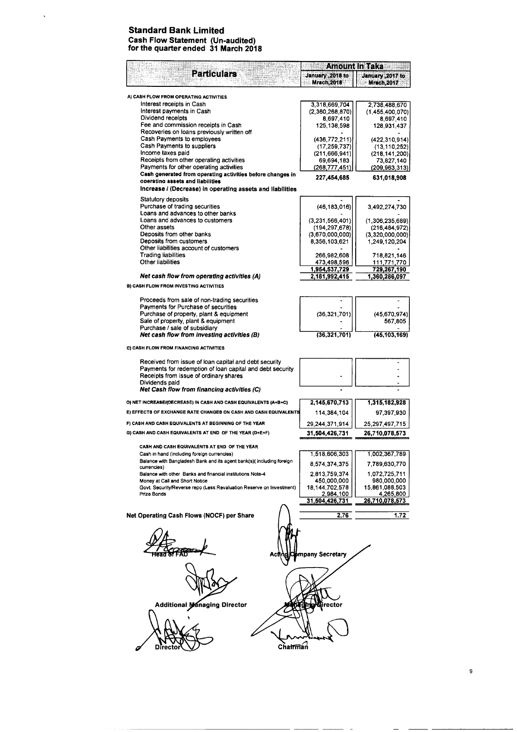# Standard Bank Limited

## Cash Flow Statement (Un-audited)

## for the quarter ended 31 March 2018

| Particulars | Amount in Taka | |
|---|---|---|
| | January ,2018 to Mrach,2018 | January ,2017 to Mrach,2017 |
| **A) CASH FLOW FROM OPERATING ACTIVITIES** | | |
| Interest receipts in Cash | 3,318,669,704 | 2,738,488,670 |
| Interest payments in Cash | (2,360,268,870) | (1,455,400,070) |
| Dividend receipts | 8,697,410 | 8,697,410 |
| Fee and commission receipts in Cash | 125,138,598 | 128,931,437 |
| Recoveries on loans previously written off | - | - |
| Cash Payments to employees | (436,772,211) | (422,310,914) |
| Cash Payments to suppliers | (17,259,737) | (13,110,252) |
| Income taxes paid | (211,666,941) | (218,141,200) |
| Receipts from other operating activities | 69,694,183 | 73,827,140 |
| Payments for other operating activities | (268,777,451) | (209,963,313) |
| **Cash generated from operating activities before changes in operating assets and liabilities** | 227,454,685 | 631,018,908 |
| **Increase / (Decrease) in operating assets and liabilities** | | |
| Statutory deposits | - | - |
| Purchase of trading securities | (46,183,016) | 3,492,274,730 |
| Loans and advances to other banks | - | - |
| Loans and advances to customers | (3,231,566,401) | (1,306,235,689) |
| Other assets | (194,297,678) | (216,484,972) |
| Deposits from other banks | (3,670,000,000) | (3,320,000,000) |
| Deposits from customers | 8,356,103,621 | 1,249,120,204 |
| Other liabilities account of customers | - | - |
| Trading liabilities | 266,982,608 | 718,821,146 |
| Other liabilities | 473,498,596 | 111,771,770 |
| | 1,954,537,729 | 729,267,190 |
| ***Net cash flow from operating activities (A)*** | 2,181,992,415 | 1,360,286,097 |
| **B) CASH FLOW FROM INVESTING ACTIVITIES** | | |
| Proceeds from sale of non-trading securities | - | - |
| Payments for Purchase of securities | - | - |
| Purchase of property, plant & equipment | (36,321,701) | (45,670,974) |
| Sale of property, plant & equipment | - | 567,805 |
| Purchase / sale of subsidiary | - | - |
| ***Net cash flow from investing activities (B)*** | (36,321,701) | (45,103,169) |
| **C) CASH FLOW FROM FINANCING ACTIVITIES** | | |
| Received from issue of loan capital and debt security | | - |
| Payments for redemption of loan capital and debt security | | - |
| Receipts from issue of ordinary shares | - | - |
| Dividends paid | | - |
| ***Net Cash flow from financing activities (C)*** | - | - |
| **D) NET INCREASE/(DECREASE) IN CASH AND CASH EQUIVALENTS (A+B+C)** | 2,145,670,713 | 1,315,182,928 |
| **E) EFFECTS OF EXCHANGE RATE CHANGES ON CASH AND CASH EQUIVALENTS** | 114,384,104 | 97,397,930 |
| **F) CASH AND CASH EQUIVALENTS AT BEGINNING OF THE YEAR** | 29,244,371,914 | 25,297,497,715 |
| **G) CASH AND CASH EQUIVALENTS AT END OF THE YEAR (D+E+F)** | 31,504,426,731 | 26,710,078,573 |
| **CASH AND CASH EQUIVALENTS AT END OF THE YEAR** | | |
| Cash in hand (including foreign currencies) | 1,518,606,303 | 1,002,367,789 |
| Balance with Bangladesh Bank and its agent bank(s)( including foreign currencies) | 8,574,374,375 | 7,789,630,770 |
| Balance with other Banks and financial institutions Note-4 | 2,813,759,374 | 1,072,725,711 |
| Money at Call and Short Notice | 450,000,000 | 980,000,000 |
| Govt. Security/Reverse repo (Less:Revaluation Reserve on Investment) | 18,144,702,578 | 15,861,088,503 |
| Prize Bonds | 2,984,100 | 4,265,800 |
| | 31,504,426,731 | 26,710,078,573 |
| **Net Operating Cash Flows (NOCF) per Share** | 2.76 | 1.72 |

Head of FAD

Acting Company Secretary

Additional Managing Director

Managing Director

Director

Chairman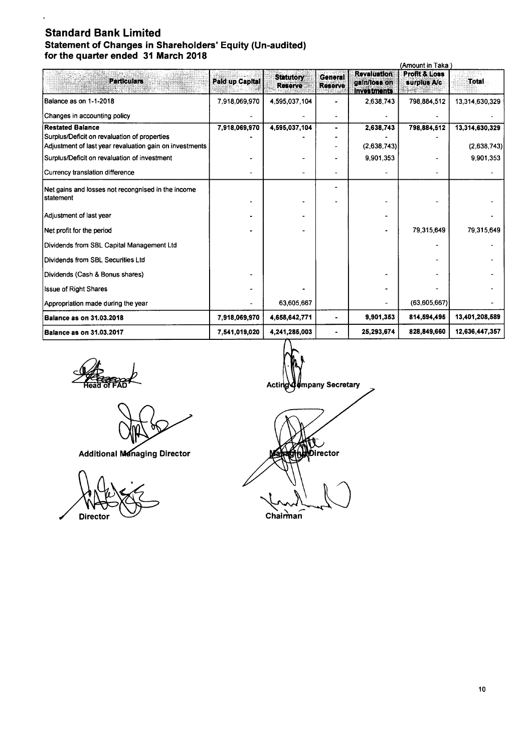# Standard Bank Limited

## Statement of Changes in Shareholders' Equity (Un-audited)

## for the quarter ended 31 March 2018

(Amount in Taka)

| Particulars | Paid up Capital | Statutory Reserve | General Reserve | Revaluation gain/loss on investments | Profit & Loss surplus A/c | Total |
|---|---|---|---|---|---|---|
| Balance as on 1-1-2018 | 7,918,069,970 | 4,595,037,104 | - | 2,638,743 | 798,884,512 | 13,314,630,329 |
| Changes in accounting policy | - | - | - | - | - | - |
| **Restated Balance** | **7,918,069,970** | **4,595,037,104** | - | **2,638,743** | **798,884,512** | **13,314,630,329** |
| Surplus/Deficit on revaluation of properties | - | - | - | - | - | |
| Adjustment of last year revaluation gain on investments | | | - | (2,638,743) | | (2,638,743) |
| Surplus/Deficit on revaluation of investment | - | - | - | 9,901,353 | - | 9,901,353 |
| Currency translation difference | - | - | - | - | - | - |
| Net gains and losses not recongnised in the income statement | - | - | - | - | - | - |
| Adjustment of last year | - | - | | - | | - |
| Net profit for the period | - | - | | - | 79,315,649 | 79,315,649 |
| Dividends from SBL Capital Management Ltd | | | | | - | - |
| Dividends from SBL Securities Ltd | | | | | - | - |
| Dividends (Cash & Bonus shares) | - | | | - | - | - |
| Issue of Right Shares | - | - | | - | - | - |
| Appropriation made during the year | - | 63,605,667 | | - | (63,605,667) | - |
| **Balance as on 31.03.2018** | **7,918,069,970** | **4,658,642,771** | - | **9,901,353** | **814,594,495** | **13,401,208,589** |
| **Balance as on 31.03.2017** | **7,541,019,020** | **4,241,285,003** | - | **25,293,674** | **828,849,660** | **12,636,447,357** |

Head of FAD

Acting Company Secretary

Additional Managing Director

Managing Director

Director

Chairman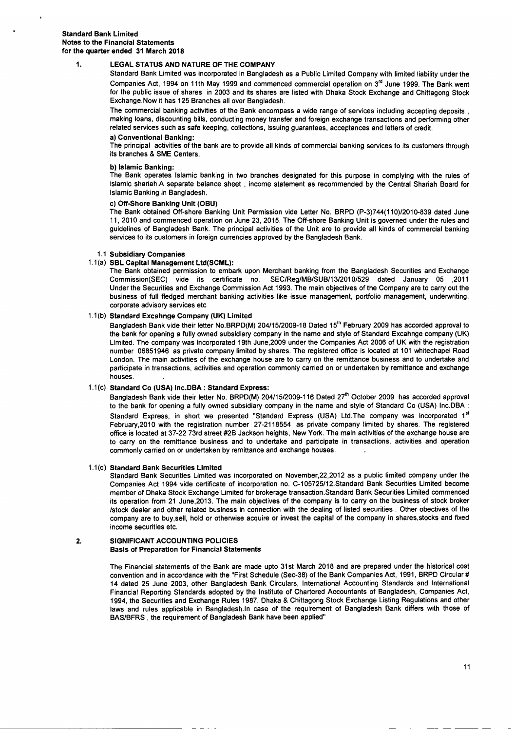**Standard Bank Limited**
**Notes to the Financial Statements**
**for the quarter ended 31 March 2018**

## 1. LEGAL STATUS AND NATURE OF THE COMPANY

Standard Bank Limited was incorporated in Bangladesh as a Public Limited Company with limited liability under the Companies Act, 1994 on 11th May 1999 and commenced commercial operation on 3rd June 1999. The Bank went for the public issue of shares in 2003 and its shares are listed with Dhaka Stock Exchange and Chittagong Stock Exchange.Now it has 125 Branches all over Bangladesh.

The commercial banking activities of the Bank encompass a wide range of services including accepting deposits , making loans, discounting bills, conducting money transfer and foreign exchange transactions and performing other related services such as safe keeping, collections, issuing guarantees, acceptances and letters of credit.

**a) Conventional Banking:**

The principal activities of the bank are to provide all kinds of commercial banking services to its customers through its branches & SME Centers.

**b) Islamic Banking:**

The Bank operates Islamic banking in two branches designated for this purpose in complying with the rules of islamic shariah.A separate balance sheet , income statement as recommended by the Central Shariah Board for Islamic Banking in Bangladesh.

**c) Off-Shore Banking Unit (OBU)**

The Bank obtained Off-shore Banking Unit Permission vide Letter No. BRPD (P-3)744(110)/2010-839 dated June 11, 2010 and commenced operation on June 23, 2015. The Off-shore Banking Unit is governed under the rules and guidelines of Bangladesh Bank. The principal activities of the Unit are to provide all kinds of commercial banking services to its customers in foreign currencies approved by the Bangladesh Bank.

### 1.1 Subsidiary Companies

**1.1(a) SBL Capital Management Ltd(SCML):**

The Bank obtained permission to embark upon Merchant banking from the Bangladesh Securities and Exchange Commission(SEC) vide its certificate no. SEC/Reg/MB/SUB/13/2010/529 dated January 05 ,2011 Under the Securities and Exchange Commission Act,1993. The main objectives of the Company are to carry out the business of full fledged merchant banking activities like issue management, portfolio management, underwriting, corporate advisory services etc

**1.1(b) Standard Excahnge Company (UK) Limited**

Bangladesh Bank vide their letter No.BRPD(M) 204/15/2009-18 Dated 15th February 2009 has accorded approval to the bank for opening a fully owned subsidiary company in the name and style of Standard Excahnge company (UK) Limited. The company was incorporated 19th June,2009 under the Companies Act 2006 of UK with the registration number 06851946 as private company limited by shares. The registered office is located at 101 whitechapel Road London. The main activities of the exchange house are to carry on the remittance business and to undertake and participate in transactions, activities and operation commonly carried on or undertaken by remittance and exchange houses.

**1.1(c) Standard Co (USA) Inc.DBA : Standard Express:**

Bangladesh Bank vide their letter No. BRPD(M) 204/15/2009-116 Dated 27th October 2009 has accorded approval to the bank for opening a fully owned subsidiary company in the name and style of Standard Co (USA) Inc.DBA : Standard Express, in short we presented "Standard Express (USA) Ltd.The company was incorporated 1st February,2010 with the registration number 27-2118554 as private company limited by shares. The registered office is located at 37-22 73rd street #2B Jackson heights, New York. The main activities of the exchange house are to carry on the remittance business and to undertake and participate in transactions, activities and operation commonly carried on or undertaken by remittance and exchange houses.

**1.1(d) Standard Bank Securities Limited**

Standard Bank Securities Limited was incorporated on November,22,2012 as a public limited company under the Companies Act 1994 vide certificate of incorporation no. C-105725/12.Standard Bank Securities Limited become member of Dhaka Stock Exchange Limited for brokerage transaction.Standard Bank Securities Limited commenced its operation from 21 June,2013. The main objectives of the company is to carry on the business of stock broker /stock dealer and other related business in connection with the dealing of listed securities . Other obectives of the company are to buy,sell, hold or otherwise acquire or invest the capital of the company in shares,stocks and fixed income securities etc.

## 2. SIGNIFICANT ACCOUNTING POLICIES

**Basis of Preparation for Financial Statements**

The Financial statements of the Bank are made upto 31st March 2018 and are prepared under the historical cost convention and in accordance with the "First Schedule (Sec-38) of the Bank Companies Act, 1991, BRPD Circular # 14 dated 25 June 2003, other Bangladesh Bank Circulars, International Accounting Standards and International Financial Reporting Standards adopted by the Institute of Chartered Accountants of Bangladesh, Companies Act, 1994, the Securities and Exchange Rules 1987, Dhaka & Chittagong Stock Exchange Listing Regulations and other laws and rules applicable in Bangladesh.In case of the requirement of Bangladesh Bank differs with those of BAS/BFRS , the requirement of Bangladesh Bank have been applied"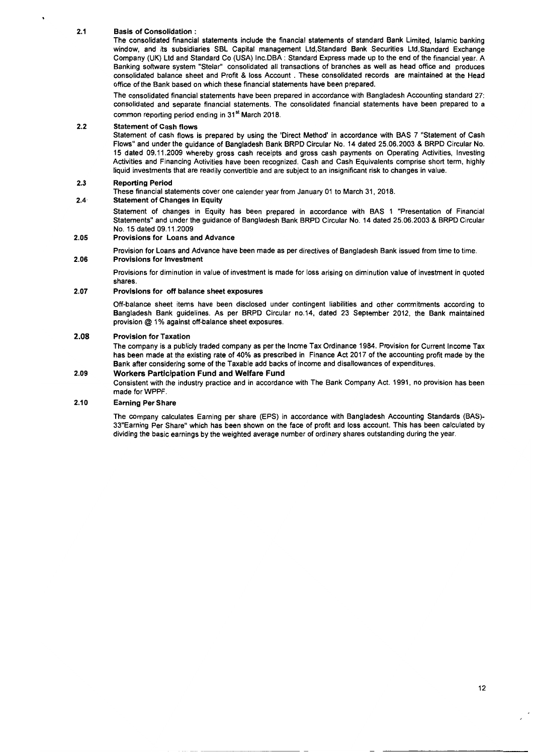### 2.1 Basis of Consolidation :

The consolidated financial statements include the financial statements of standard Bank Limited, Islamic banking window, and its subsidiaries SBL Capital management Ltd,Standard Bank Securities Ltd,Standard Exchange Company (UK) Ltd and Standard Co (USA) Inc.DBA : Standard Express made up to the end of the financial year. A Banking software system "Stelar" consolidated all transactions of branches as well as head office and produces consolidated balance sheet and Profit & loss Account . These consolidated records are maintained at the Head office of the Bank based on which these financial statements have been prepared.

The consolidated financial statements have been prepared in accordance with Bangladesh Accounting standard 27: consolidated and separate financial statements. The consolidated financial statements have been prepared to a common reporting period ending in 31st March 2018.

### 2.2 Statement of Cash flows

Statement of cash flows is prepared by using the 'Direct Method' in accordance with BAS 7 "Statement of Cash Flows" and under the guidance of Bangladesh Bank BRPD Circular No. 14 dated 25.06.2003 & BRPD Circular No. 15 dated 09.11.2009 whereby gross cash receipts and gross cash payments on Operating Activities, Investing Activities and Financing Activities have been recognized. Cash and Cash Equivalents comprise short term, highly liquid investments that are readily convertible and are subject to an insignificant risk to changes in value.

### 2.3 Reporting Period

These financial statements cover one calender year from January 01 to March 31, 2018.

### 2.4 Statement of Changes in Equity

Statement of changes in Equity has been prepared in accordance with BAS 1 "Presentation of Financial Statements" and under the guidance of Bangladesh Bank BRPD Circular No. 14 dated 25.06.2003 & BRPD Circular No. 15 dated 09.11.2009

### 2.05 Provisions for Loans and Advance

Provision for Loans and Advance have been made as per directives of Bangladesh Bank issued from time to time.

### 2.06 Provisions for Investment

Provisions for diminution in value of investment is made for loss arising on diminution value of investment in quoted shares.

### 2.07 Provisions for off balance sheet exposures

Off-balance sheet items have been disclosed under contingent liabilities and other commitments according to Bangladesh Bank guidelines. As per BRPD Circular no.14, dated 23 September 2012, the Bank maintained provision @ 1% against off-balance sheet exposures.

### 2.08 Provision for Taxation

The company is a publicly traded company as per the Incme Tax Ordinance 1984. Provision for Current Income Tax has been made at the existing rate of 40% as prescribed in Finance Act 2017 of the accounting profit made by the Bank after considering some of the Taxable add backs of income and disallowances of expenditures.

### 2.09 Workers Participation Fund and Welfare Fund

Consistent with the industry practice and in accordance with The Bank Company Act. 1991, no provision has been made for WPPF.

### 2.10 Earning Per Share

The company calculates Earning per share (EPS) in accordance with Bangladesh Accounting Standards (BAS)-33"Earning Per Share" which has been shown on the face of profit and loss account. This has been calculated by dividing the basic earnings by the weighted average number of ordinary shares outstanding during the year.